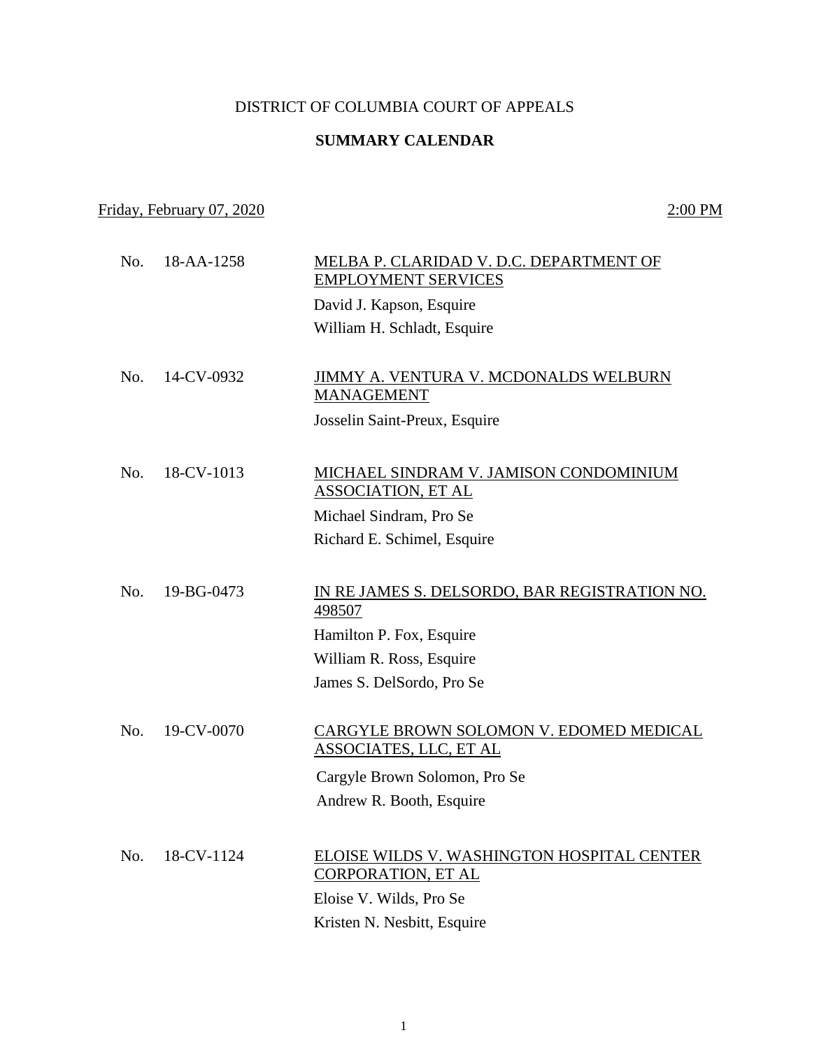DISTRICT OF COLUMBIA COURT OF APPEALS

**SUMMARY CALENDAR**

Friday, February 07, 2020 2:00 PM

No. 18-AA-1258 — MELBA P. CLARIDAD V. D.C. DEPARTMENT OF EMPLOYMENT SERVICES

David J. Kapson, Esquire
William H. Schladt, Esquire

No. 14-CV-0932 — JIMMY A. VENTURA V. MCDONALDS WELBURN MANAGEMENT

Josselin Saint-Preux, Esquire

No. 18-CV-1013 — MICHAEL SINDRAM V. JAMISON CONDOMINIUM ASSOCIATION, ET AL

Michael Sindram, Pro Se
Richard E. Schimel, Esquire

No. 19-BG-0473 — IN RE JAMES S. DELSORDO, BAR REGISTRATION NO. 498507

Hamilton P. Fox, Esquire
William R. Ross, Esquire
James S. DelSordo, Pro Se

No. 19-CV-0070 — CARGYLE BROWN SOLOMON V. EDOMED MEDICAL ASSOCIATES, LLC, ET AL

Cargyle Brown Solomon, Pro Se
Andrew R. Booth, Esquire

No. 18-CV-1124 — ELOISE WILDS V. WASHINGTON HOSPITAL CENTER CORPORATION, ET AL

Eloise V. Wilds, Pro Se
Kristen N. Nesbitt, Esquire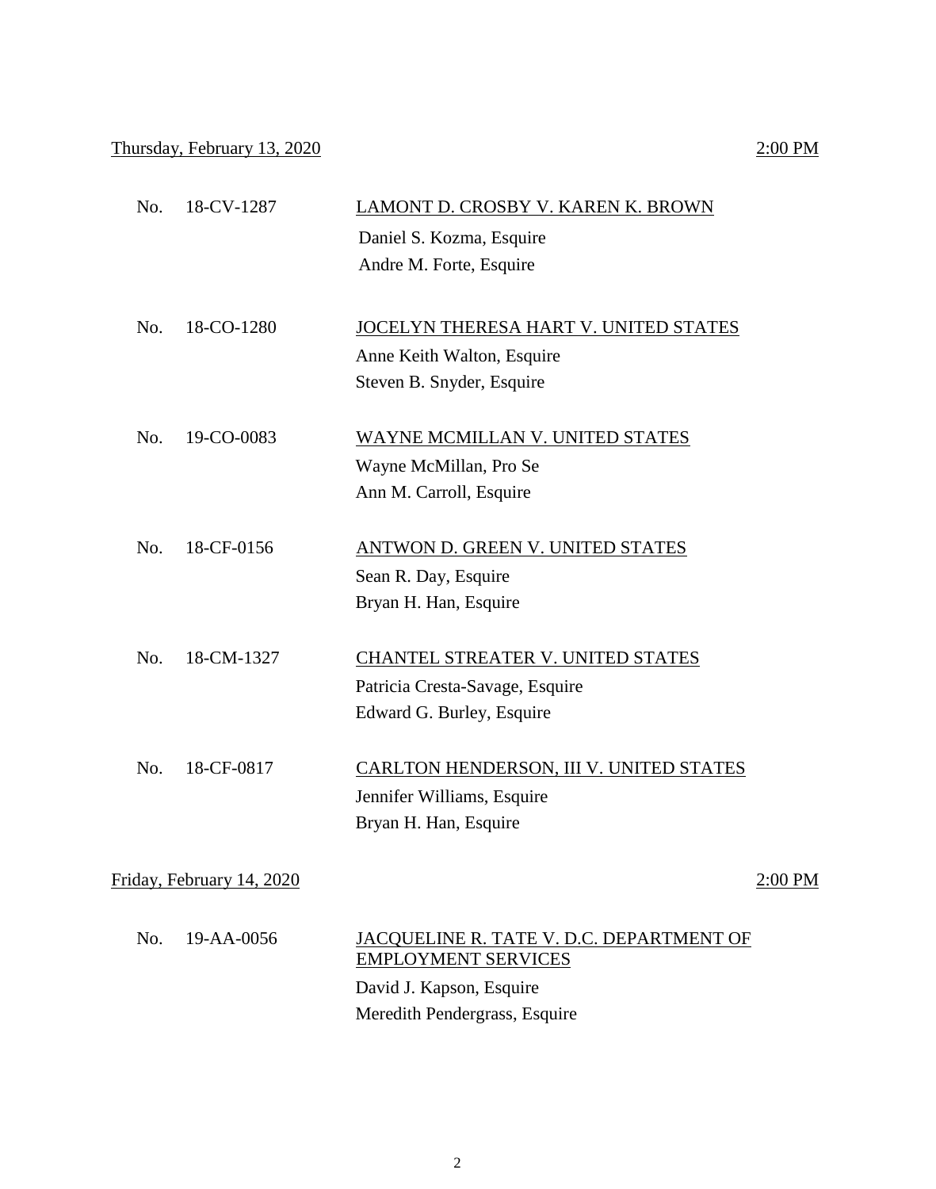<u>Thursday, February 13, 2020</u> <u>2:00 PM</u>

No. 18-CV-1287 <u>LAMONT D. CROSBY V. KAREN K. BROWN</u>
Daniel S. Kozma, Esquire
Andre M. Forte, Esquire

No. 18-CO-1280 <u>JOCELYN THERESA HART V. UNITED STATES</u>
Anne Keith Walton, Esquire
Steven B. Snyder, Esquire

No. 19-CO-0083 <u>WAYNE MCMILLAN V. UNITED STATES</u>
Wayne McMillan, Pro Se
Ann M. Carroll, Esquire

No. 18-CF-0156 <u>ANTWON D. GREEN V. UNITED STATES</u>
Sean R. Day, Esquire
Bryan H. Han, Esquire

No. 18-CM-1327 <u>CHANTEL STREATER V. UNITED STATES</u>
Patricia Cresta-Savage, Esquire
Edward G. Burley, Esquire

No. 18-CF-0817 <u>CARLTON HENDERSON, III V. UNITED STATES</u>
Jennifer Williams, Esquire
Bryan H. Han, Esquire

<u>Friday, February 14, 2020</u> <u>2:00 PM</u>

No. 19-AA-0056 <u>JACQUELINE R. TATE V. D.C. DEPARTMENT OF EMPLOYMENT SERVICES</u>
David J. Kapson, Esquire
Meredith Pendergrass, Esquire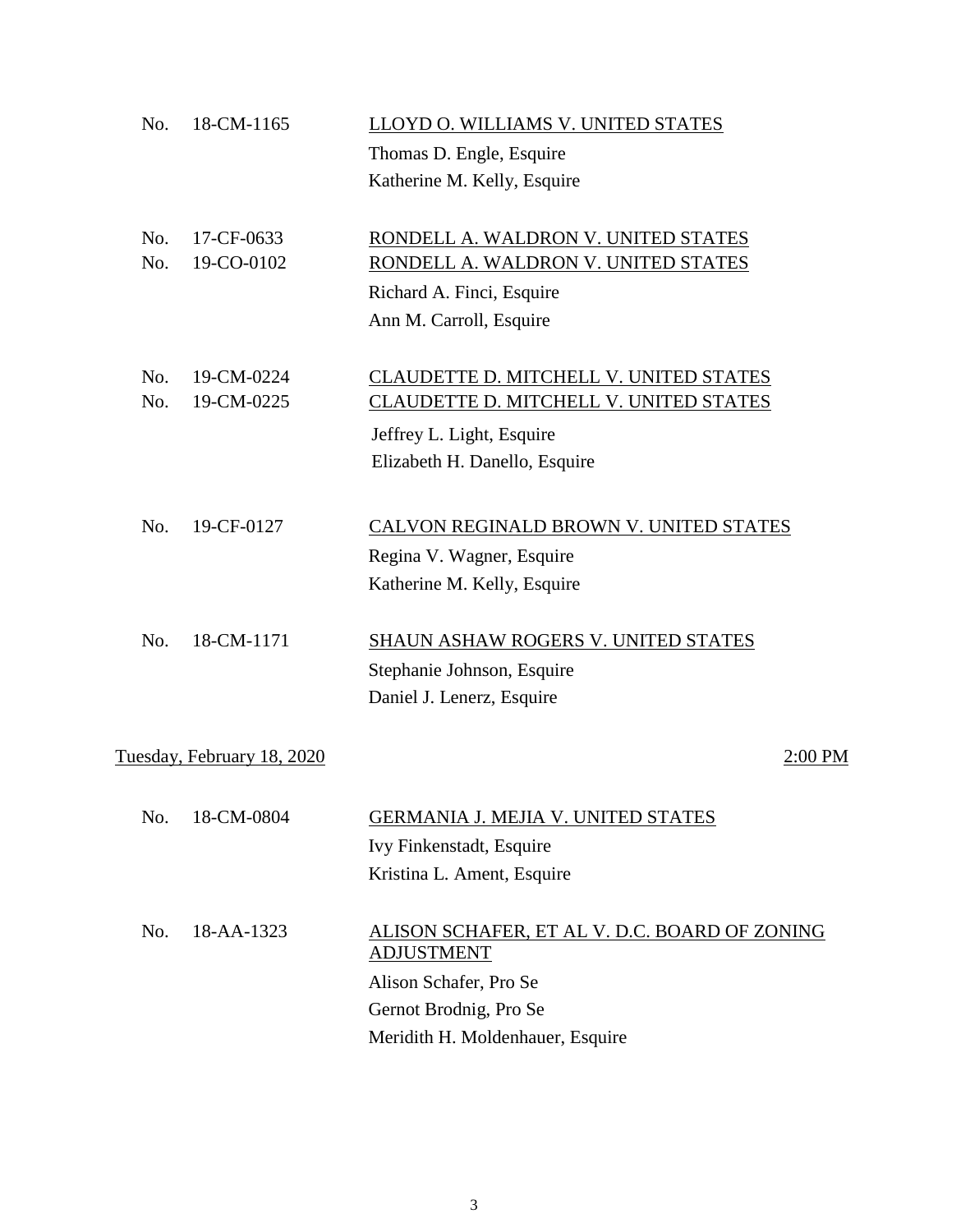No. 18-CM-1165 LLOYD O. WILLIAMS V. UNITED STATES

Thomas D. Engle, Esquire
Katherine M. Kelly, Esquire

No. 17-CF-0633 RONDELL A. WALDRON V. UNITED STATES
No. 19-CO-0102 RONDELL A. WALDRON V. UNITED STATES

Richard A. Finci, Esquire
Ann M. Carroll, Esquire

No. 19-CM-0224 CLAUDETTE D. MITCHELL V. UNITED STATES
No. 19-CM-0225 CLAUDETTE D. MITCHELL V. UNITED STATES

Jeffrey L. Light, Esquire
Elizabeth H. Danello, Esquire

No. 19-CF-0127 CALVON REGINALD BROWN V. UNITED STATES

Regina V. Wagner, Esquire
Katherine M. Kelly, Esquire

No. 18-CM-1171 SHAUN ASHAW ROGERS V. UNITED STATES

Stephanie Johnson, Esquire
Daniel J. Lenerz, Esquire

Tuesday, February 18, 2020 2:00 PM

No. 18-CM-0804 GERMANIA J. MEJIA V. UNITED STATES

Ivy Finkenstadt, Esquire
Kristina L. Ament, Esquire

No. 18-AA-1323 ALISON SCHAFER, ET AL V. D.C. BOARD OF ZONING ADJUSTMENT

Alison Schafer, Pro Se
Gernot Brodnig, Pro Se
Meridith H. Moldenhauer, Esquire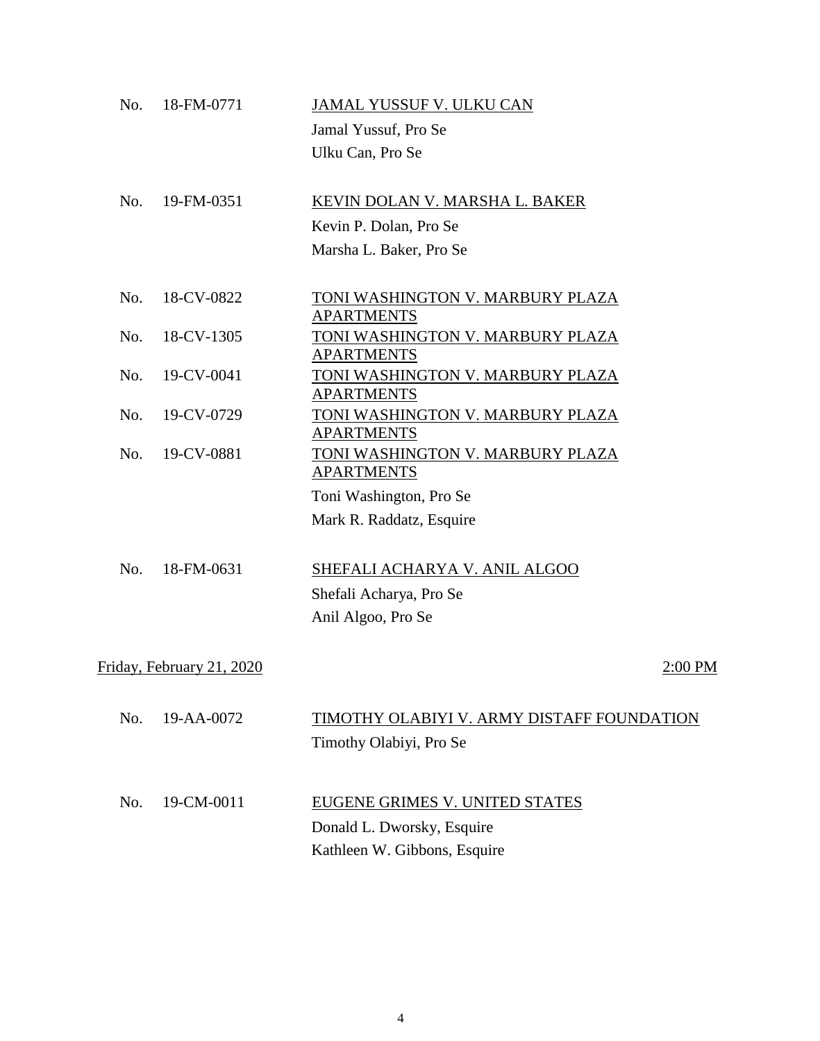No. 18-FM-0771 <u>JAMAL YUSSUF V. ULKU CAN</u>

Jamal Yussuf, Pro Se

Ulku Can, Pro Se

No. 19-FM-0351 <u>KEVIN DOLAN V. MARSHA L. BAKER</u>

Kevin P. Dolan, Pro Se

Marsha L. Baker, Pro Se

No. 18-CV-0822 <u>TONI WASHINGTON V. MARBURY PLAZA APARTMENTS</u>

No. 18-CV-1305 <u>TONI WASHINGTON V. MARBURY PLAZA APARTMENTS</u>

No. 19-CV-0041 <u>TONI WASHINGTON V. MARBURY PLAZA APARTMENTS</u>

No. 19-CV-0729 <u>TONI WASHINGTON V. MARBURY PLAZA APARTMENTS</u>

No. 19-CV-0881 <u>TONI WASHINGTON V. MARBURY PLAZA APARTMENTS</u>

Toni Washington, Pro Se

Mark R. Raddatz, Esquire

No. 18-FM-0631 <u>SHEFALI ACHARYA V. ANIL ALGOO</u>

Shefali Acharya, Pro Se

Anil Algoo, Pro Se

<u>Friday, February 21, 2020</u> <u>2:00 PM</u>

No. 19-AA-0072 <u>TIMOTHY OLABIYI V. ARMY DISTAFF FOUNDATION</u>

Timothy Olabiyi, Pro Se

No. 19-CM-0011 <u>EUGENE GRIMES V. UNITED STATES</u>

Donald L. Dworsky, Esquire

Kathleen W. Gibbons, Esquire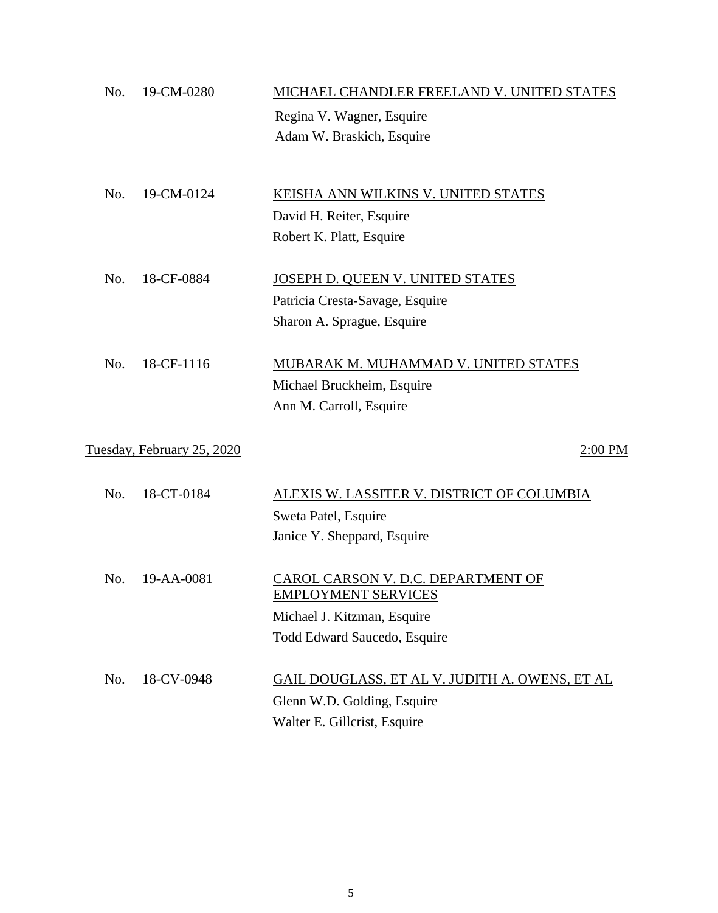No. 19-CM-0280 — <u>MICHAEL CHANDLER FREELAND V. UNITED STATES</u>

Regina V. Wagner, Esquire
Adam W. Braskich, Esquire

No. 19-CM-0124 — <u>KEISHA ANN WILKINS V. UNITED STATES</u>

David H. Reiter, Esquire
Robert K. Platt, Esquire

No. 18-CF-0884 — <u>JOSEPH D. QUEEN V. UNITED STATES</u>

Patricia Cresta-Savage, Esquire
Sharon A. Sprague, Esquire

No. 18-CF-1116 — <u>MUBARAK M. MUHAMMAD V. UNITED STATES</u>

Michael Bruckheim, Esquire
Ann M. Carroll, Esquire

<u>Tuesday, February 25, 2020</u> — <u>2:00 PM</u>

No. 18-CT-0184 — <u>ALEXIS W. LASSITER V. DISTRICT OF COLUMBIA</u>

Sweta Patel, Esquire
Janice Y. Sheppard, Esquire

No. 19-AA-0081 — <u>CAROL CARSON V. D.C. DEPARTMENT OF EMPLOYMENT SERVICES</u>

Michael J. Kitzman, Esquire
Todd Edward Saucedo, Esquire

No. 18-CV-0948 — <u>GAIL DOUGLASS, ET AL V. JUDITH A. OWENS, ET AL</u>

Glenn W.D. Golding, Esquire
Walter E. Gillcrist, Esquire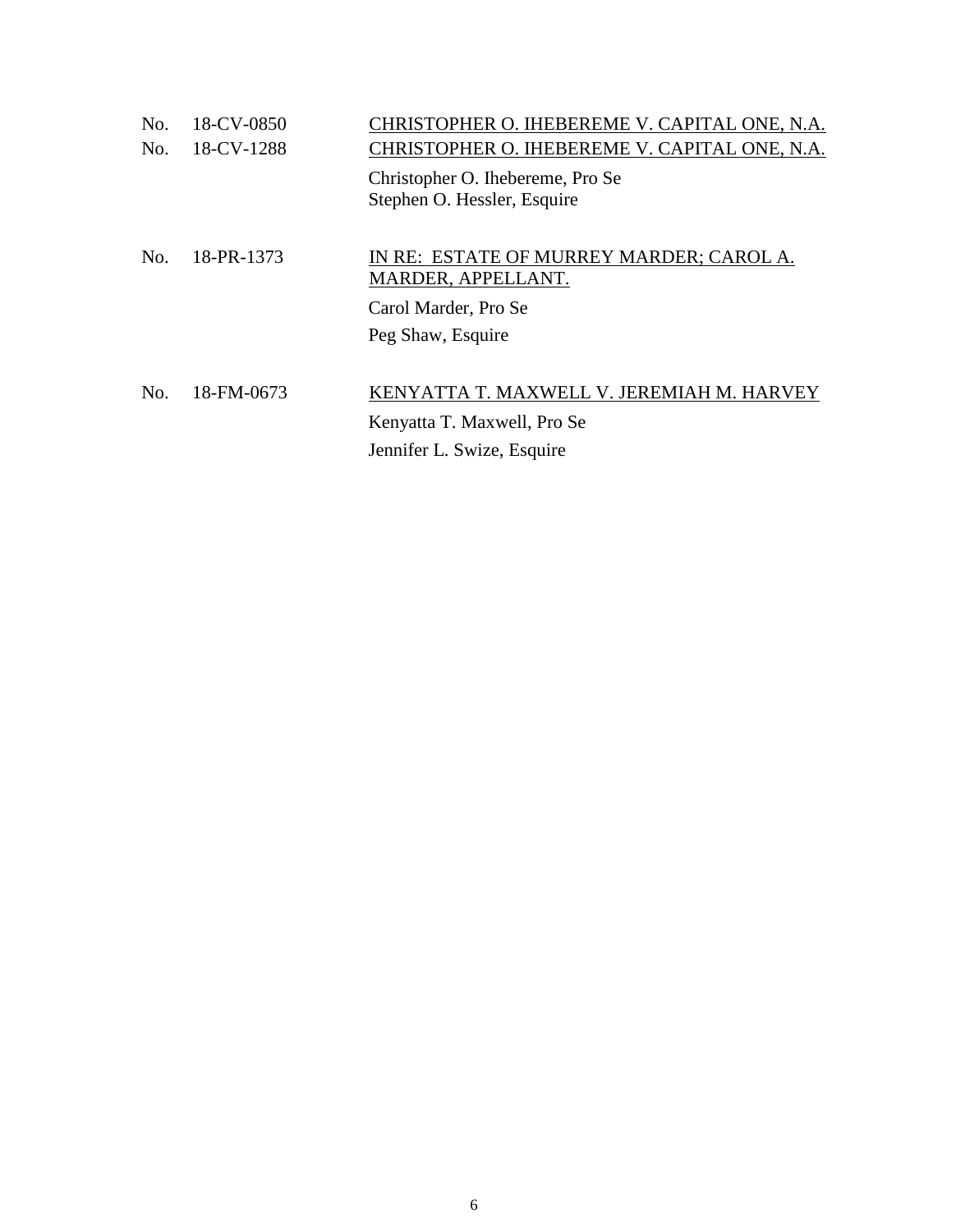No. 18-CV-0850 CHRISTOPHER O. IHEBEREME V. CAPITAL ONE, N.A.
No. 18-CV-1288 CHRISTOPHER O. IHEBEREME V. CAPITAL ONE, N.A.

Christopher O. Ihebereme, Pro Se
Stephen O. Hessler, Esquire

No. 18-PR-1373 IN RE: ESTATE OF MURREY MARDER; CAROL A. MARDER, APPELLANT.

Carol Marder, Pro Se
Peg Shaw, Esquire

No. 18-FM-0673 KENYATTA T. MAXWELL V. JEREMIAH M. HARVEY

Kenyatta T. Maxwell, Pro Se
Jennifer L. Swize, Esquire